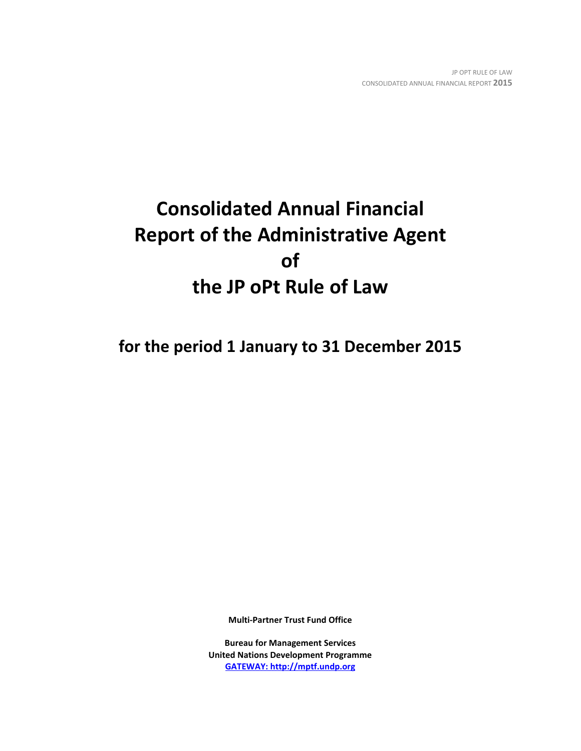# Consolidated Annual Financial Report of the Administrative Agent of the JP oPt Rule of Law

## for the period 1 January to 31 December 2015

**Multi-Partner Trust Fund Office**

**Bureau for Management Services**
**United Nations Development Programme**
**GATEWAY: http://mptf.undp.org**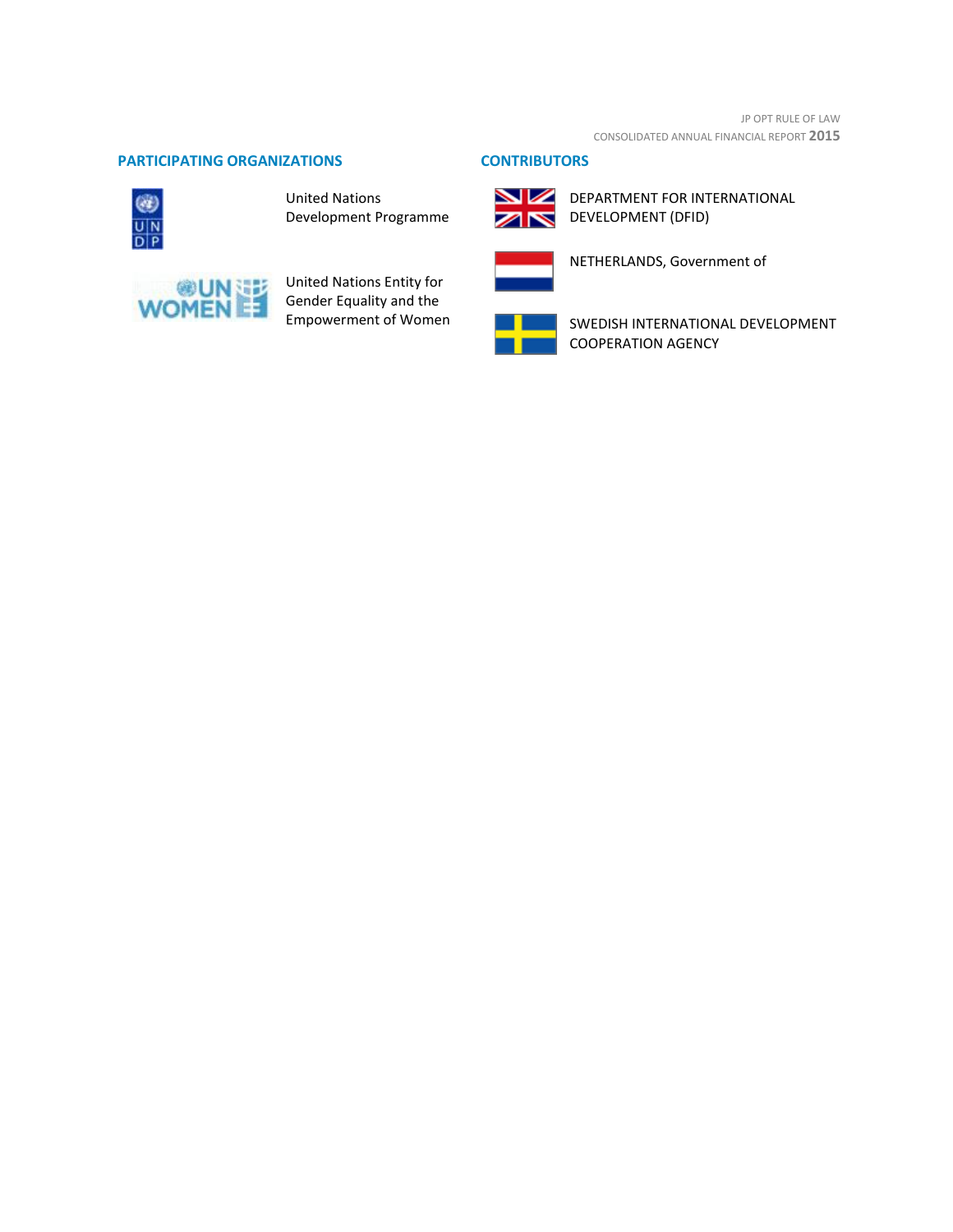## PARTICIPATING ORGANIZATIONS

United Nations Development Programme

United Nations Entity for Gender Equality and the Empowerment of Women

## CONTRIBUTORS

DEPARTMENT FOR INTERNATIONAL DEVELOPMENT (DFID)

NETHERLANDS, Government of

SWEDISH INTERNATIONAL DEVELOPMENT COOPERATION AGENCY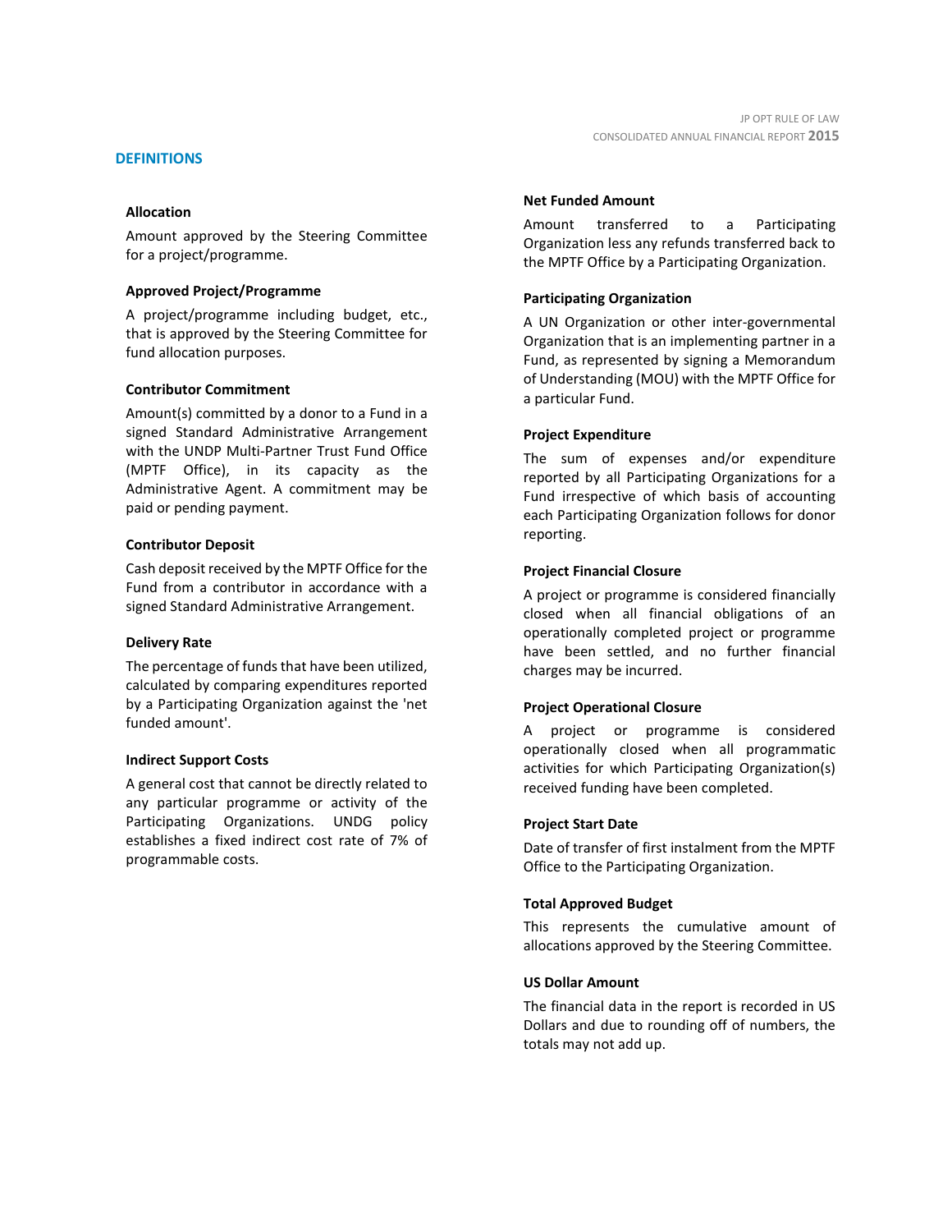## DEFINITIONS

### Allocation

Amount approved by the Steering Committee for a project/programme.

### Approved Project/Programme

A project/programme including budget, etc., that is approved by the Steering Committee for fund allocation purposes.

### Contributor Commitment

Amount(s) committed by a donor to a Fund in a signed Standard Administrative Arrangement with the UNDP Multi-Partner Trust Fund Office (MPTF Office), in its capacity as the Administrative Agent. A commitment may be paid or pending payment.

### Contributor Deposit

Cash deposit received by the MPTF Office for the Fund from a contributor in accordance with a signed Standard Administrative Arrangement.

### Delivery Rate

The percentage of funds that have been utilized, calculated by comparing expenditures reported by a Participating Organization against the 'net funded amount'.

### Indirect Support Costs

A general cost that cannot be directly related to any particular programme or activity of the Participating Organizations. UNDG policy establishes a fixed indirect cost rate of 7% of programmable costs.

### Net Funded Amount

Amount transferred to a Participating Organization less any refunds transferred back to the MPTF Office by a Participating Organization.

### Participating Organization

A UN Organization or other inter-governmental Organization that is an implementing partner in a Fund, as represented by signing a Memorandum of Understanding (MOU) with the MPTF Office for a particular Fund.

### Project Expenditure

The sum of expenses and/or expenditure reported by all Participating Organizations for a Fund irrespective of which basis of accounting each Participating Organization follows for donor reporting.

### Project Financial Closure

A project or programme is considered financially closed when all financial obligations of an operationally completed project or programme have been settled, and no further financial charges may be incurred.

### Project Operational Closure

A project or programme is considered operationally closed when all programmatic activities for which Participating Organization(s) received funding have been completed.

### Project Start Date

Date of transfer of first instalment from the MPTF Office to the Participating Organization.

### Total Approved Budget

This represents the cumulative amount of allocations approved by the Steering Committee.

### US Dollar Amount

The financial data in the report is recorded in US Dollars and due to rounding off of numbers, the totals may not add up.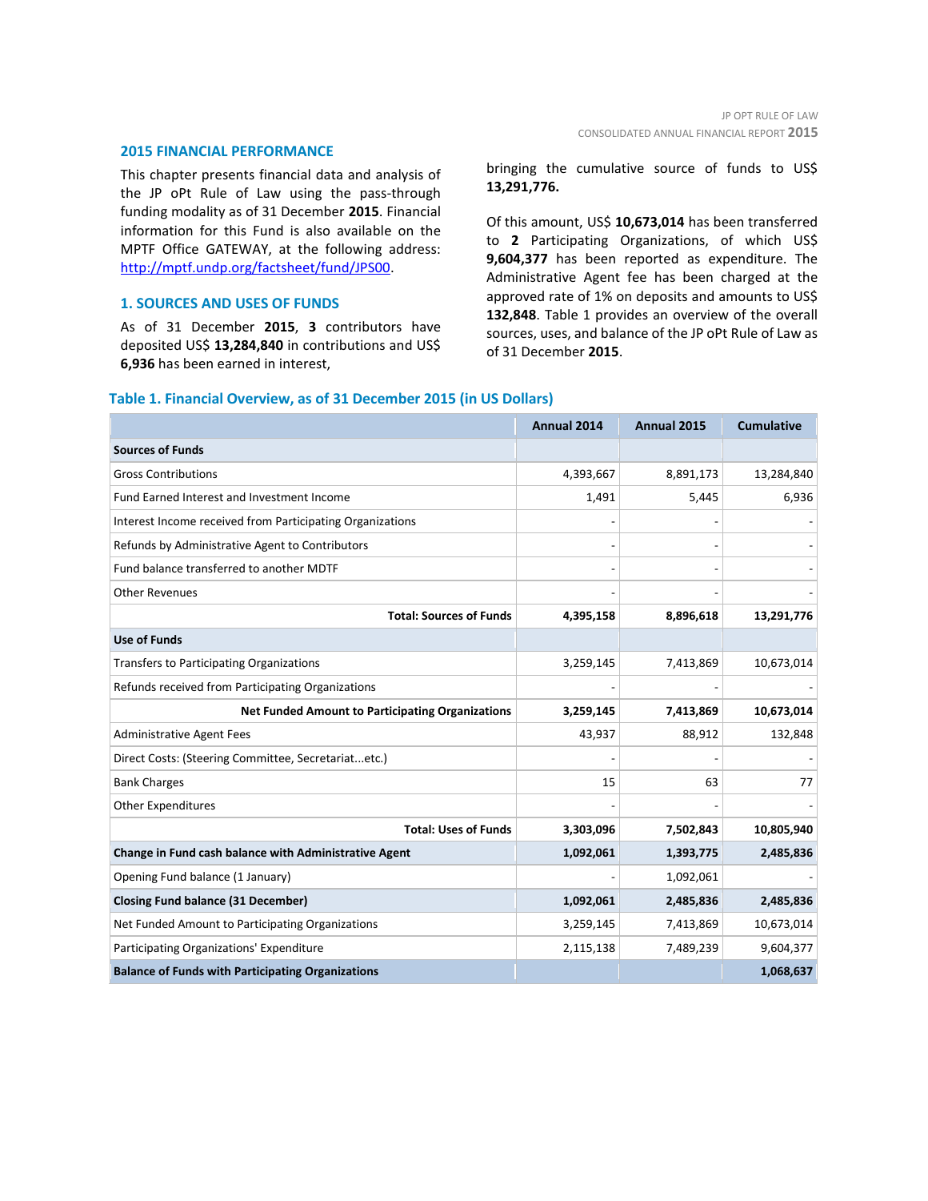## 2015 FINANCIAL PERFORMANCE

This chapter presents financial data and analysis of the JP oPt Rule of Law using the pass-through funding modality as of 31 December **2015**. Financial information for this Fund is also available on the MPTF Office GATEWAY, at the following address: [http://mptf.undp.org/factsheet/fund/JPS00](http://mptf.undp.org/factsheet/fund/JPS00).

### 1. SOURCES AND USES OF FUNDS

As of 31 December **2015**, **3** contributors have deposited US$ **13,284,840** in contributions and US$ **6,936** has been earned in interest, bringing the cumulative source of funds to US$ **13,291,776.**

Of this amount, US$ **10,673,014** has been transferred to **2** Participating Organizations, of which US$ **9,604,377** has been reported as expenditure. The Administrative Agent fee has been charged at the approved rate of 1% on deposits and amounts to US$ **132,848**. Table 1 provides an overview of the overall sources, uses, and balance of the JP oPt Rule of Law as of 31 December **2015**.

**Table 1. Financial Overview, as of 31 December 2015 (in US Dollars)**

| | Annual 2014 | Annual 2015 | Cumulative |
|---|---|---|---|
| **Sources of Funds** | | | |
| Gross Contributions | 4,393,667 | 8,891,173 | 13,284,840 |
| Fund Earned Interest and Investment Income | 1,491 | 5,445 | 6,936 |
| Interest Income received from Participating Organizations | - | - | - |
| Refunds by Administrative Agent to Contributors | - | - | - |
| Fund balance transferred to another MDTF | - | - | - |
| Other Revenues | - | - | - |
| **Total: Sources of Funds** | **4,395,158** | **8,896,618** | **13,291,776** |
| **Use of Funds** | | | |
| Transfers to Participating Organizations | 3,259,145 | 7,413,869 | 10,673,014 |
| Refunds received from Participating Organizations | - | - | - |
| **Net Funded Amount to Participating Organizations** | **3,259,145** | **7,413,869** | **10,673,014** |
| Administrative Agent Fees | 43,937 | 88,912 | 132,848 |
| Direct Costs: (Steering Committee, Secretariat...etc.) | - | - | - |
| Bank Charges | 15 | 63 | 77 |
| Other Expenditures | - | - | - |
| **Total: Uses of Funds** | **3,303,096** | **7,502,843** | **10,805,940** |
| **Change in Fund cash balance with Administrative Agent** | **1,092,061** | **1,393,775** | **2,485,836** |
| Opening Fund balance (1 January) | - | 1,092,061 | - |
| **Closing Fund balance (31 December)** | **1,092,061** | **2,485,836** | **2,485,836** |
| Net Funded Amount to Participating Organizations | 3,259,145 | 7,413,869 | 10,673,014 |
| Participating Organizations' Expenditure | 2,115,138 | 7,489,239 | 9,604,377 |
| **Balance of Funds with Participating Organizations** | | | **1,068,637** |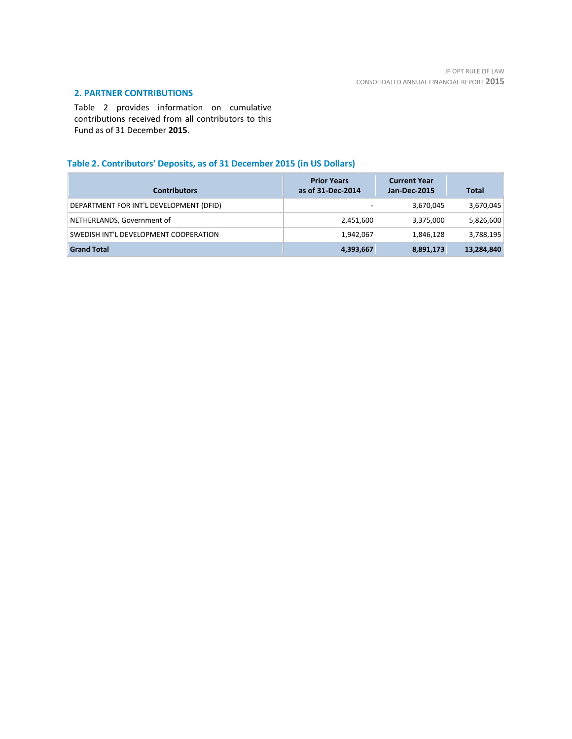## 2. PARTNER CONTRIBUTIONS

Table 2 provides information on cumulative contributions received from all contributors to this Fund as of 31 December **2015**.

### Table 2. Contributors' Deposits, as of 31 December 2015 (in US Dollars)

| Contributors | Prior Years as of 31-Dec-2014 | Current Year Jan-Dec-2015 | Total |
|---|---|---|---|
| DEPARTMENT FOR INT'L DEVELOPMENT (DFID) | - | 3,670,045 | 3,670,045 |
| NETHERLANDS, Government of | 2,451,600 | 3,375,000 | 5,826,600 |
| SWEDISH INT'L DEVELOPMENT COOPERATION | 1,942,067 | 1,846,128 | 3,788,195 |
| **Grand Total** | **4,393,667** | **8,891,173** | **13,284,840** |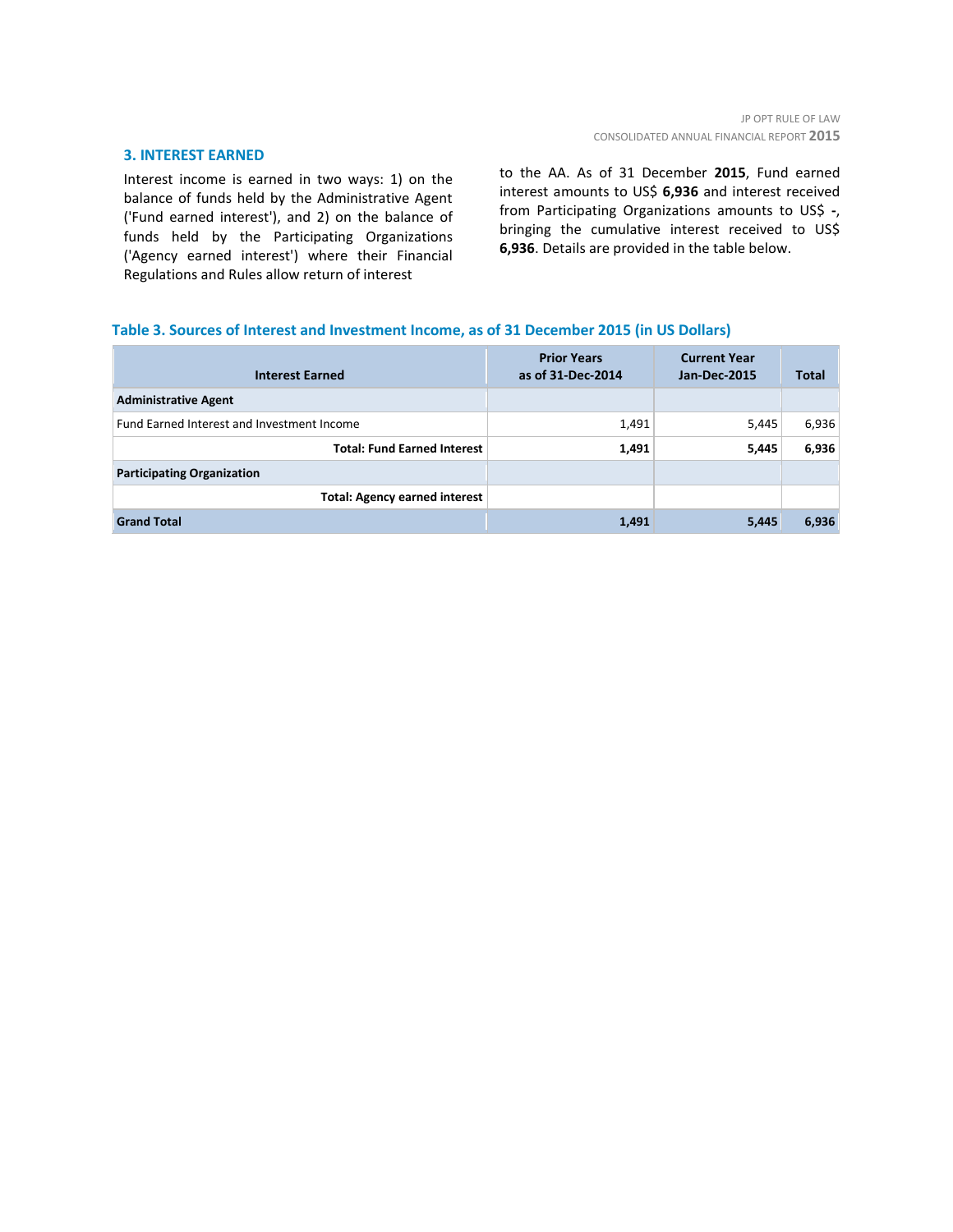## 3. INTEREST EARNED

Interest income is earned in two ways: 1) on the balance of funds held by the Administrative Agent ('Fund earned interest'), and 2) on the balance of funds held by the Participating Organizations ('Agency earned interest') where their Financial Regulations and Rules allow return of interest to the AA. As of 31 December **2015**, Fund earned interest amounts to US$ **6,936** and interest received from Participating Organizations amounts to US$ **-**, bringing the cumulative interest received to US$ **6,936**. Details are provided in the table below.

### Table 3. Sources of Interest and Investment Income, as of 31 December 2015 (in US Dollars)

| Interest Earned | Prior Years as of 31-Dec-2014 | Current Year Jan-Dec-2015 | Total |
|---|---|---|---|
| **Administrative Agent** | | | |
| Fund Earned Interest and Investment Income | 1,491 | 5,445 | 6,936 |
| **Total: Fund Earned Interest** | **1,491** | **5,445** | **6,936** |
| **Participating Organization** | | | |
| **Total: Agency earned interest** | | | |
| **Grand Total** | **1,491** | **5,445** | **6,936** |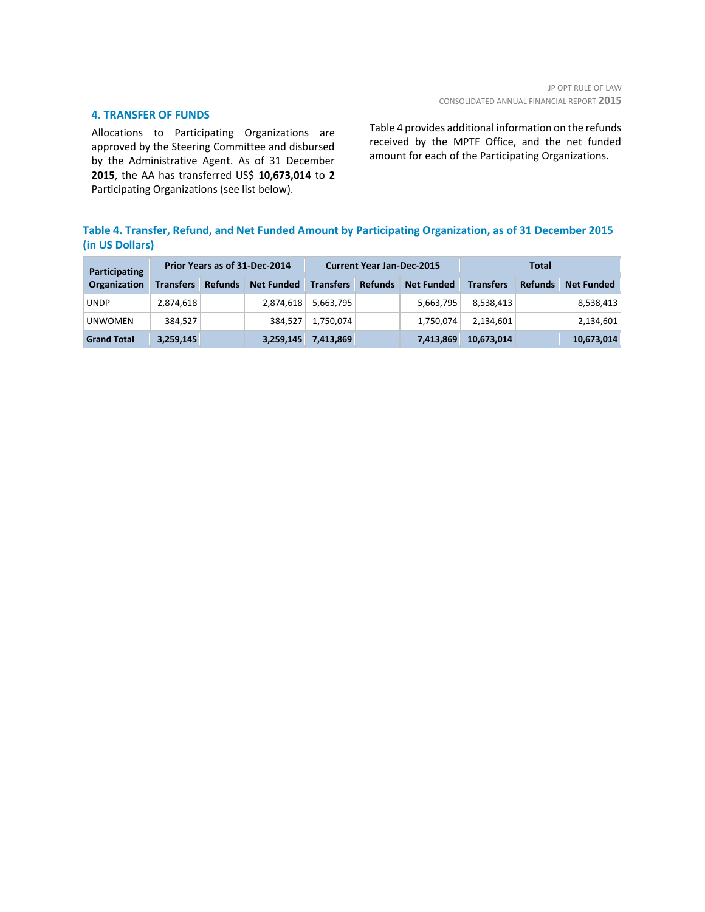## 4. TRANSFER OF FUNDS

Allocations to Participating Organizations are approved by the Steering Committee and disbursed by the Administrative Agent. As of 31 December **2015**, the AA has transferred US$ **10,673,014** to **2** Participating Organizations (see list below).

Table 4 provides additional information on the refunds received by the MPTF Office, and the net funded amount for each of the Participating Organizations.

**Table 4. Transfer, Refund, and Net Funded Amount by Participating Organization, as of 31 December 2015 (in US Dollars)**

| Participating Organization | Prior Years as of 31-Dec-2014 | | | Current Year Jan-Dec-2015 | | | Total | | |
|---|---|---|---|---|---|---|---|---|---|
| | Transfers | Refunds | Net Funded | Transfers | Refunds | Net Funded | Transfers | Refunds | Net Funded |
| UNDP | 2,874,618 | | 2,874,618 | 5,663,795 | | 5,663,795 | 8,538,413 | | 8,538,413 |
| UNWOMEN | 384,527 | | 384,527 | 1,750,074 | | 1,750,074 | 2,134,601 | | 2,134,601 |
| **Grand Total** | **3,259,145** | | **3,259,145** | **7,413,869** | | **7,413,869** | **10,673,014** | | **10,673,014** |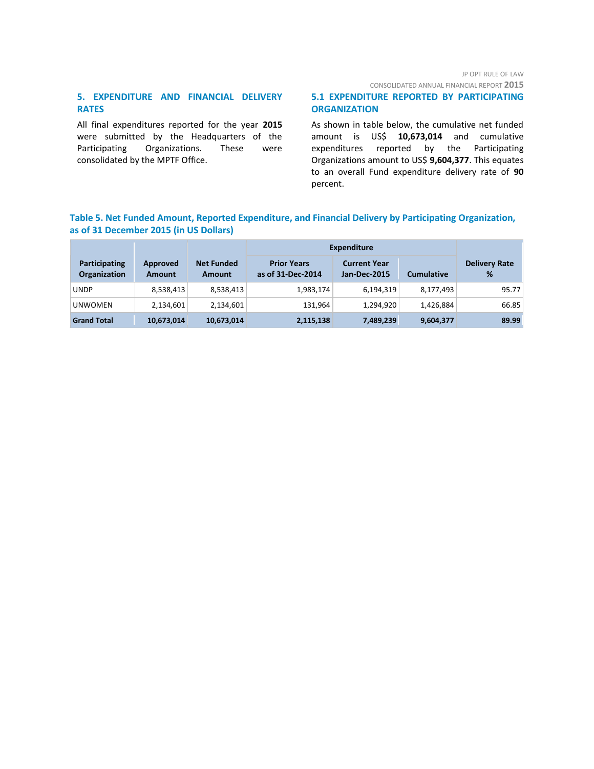## 5. EXPENDITURE AND FINANCIAL DELIVERY RATES

All final expenditures reported for the year **2015** were submitted by the Headquarters of the Participating Organizations. These were consolidated by the MPTF Office.

### 5.1 EXPENDITURE REPORTED BY PARTICIPATING ORGANIZATION

As shown in table below, the cumulative net funded amount is US$ **10,673,014** and cumulative expenditures reported by the Participating Organizations amount to US$ **9,604,377**. This equates to an overall Fund expenditure delivery rate of **90** percent.

**Table 5. Net Funded Amount, Reported Expenditure, and Financial Delivery by Participating Organization, as of 31 December 2015 (in US Dollars)**

| Participating Organization | Approved Amount | Net Funded Amount | Expenditure | | | Delivery Rate % |
|---|---|---|---|---|---|---|
| | | | Prior Years as of 31-Dec-2014 | Current Year Jan-Dec-2015 | Cumulative | |
| UNDP | 8,538,413 | 8,538,413 | 1,983,174 | 6,194,319 | 8,177,493 | 95.77 |
| UNWOMEN | 2,134,601 | 2,134,601 | 131,964 | 1,294,920 | 1,426,884 | 66.85 |
| **Grand Total** | **10,673,014** | **10,673,014** | **2,115,138** | **7,489,239** | **9,604,377** | **89.99** |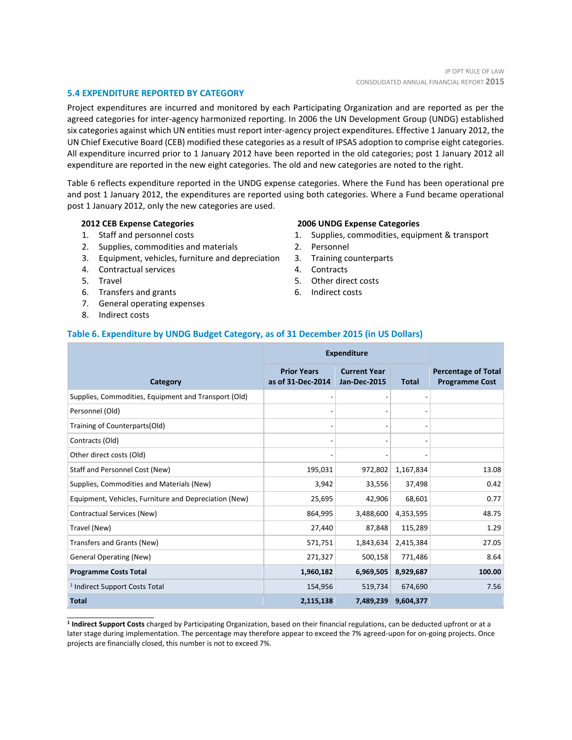## 5.4 EXPENDITURE REPORTED BY CATEGORY

Project expenditures are incurred and monitored by each Participating Organization and are reported as per the agreed categories for inter-agency harmonized reporting. In 2006 the UN Development Group (UNDG) established six categories against which UN entities must report inter-agency project expenditures. Effective 1 January 2012, the UN Chief Executive Board (CEB) modified these categories as a result of IPSAS adoption to comprise eight categories. All expenditure incurred prior to 1 January 2012 have been reported in the old categories; post 1 January 2012 all expenditure are reported in the new eight categories. The old and new categories are noted to the right.

Table 6 reflects expenditure reported in the UNDG expense categories. Where the Fund has been operational pre and post 1 January 2012, the expenditures are reported using both categories. Where a Fund became operational post 1 January 2012, only the new categories are used.

**2012 CEB Expense Categories**

1. Staff and personnel costs
2. Supplies, commodities and materials
3. Equipment, vehicles, furniture and depreciation
4. Contractual services
5. Travel
6. Transfers and grants
7. General operating expenses
8. Indirect costs

**2006 UNDG Expense Categories**

1. Supplies, commodities, equipment & transport
2. Personnel
3. Training counterparts
4. Contracts
5. Other direct costs
6. Indirect costs

### Table 6. Expenditure by UNDG Budget Category, as of 31 December 2015 (in US Dollars)

| Category | Expenditure | | | Percentage of Total Programme Cost |
|---|---|---|---|---|
| | Prior Years as of 31-Dec-2014 | Current Year Jan-Dec-2015 | Total | |
| Supplies, Commodities, Equipment and Transport (Old) | - | - | - | |
| Personnel (Old) | - | - | - | |
| Training of Counterparts(Old) | - | - | - | |
| Contracts (Old) | - | - | - | |
| Other direct costs (Old) | - | - | - | |
| Staff and Personnel Cost (New) | 195,031 | 972,802 | 1,167,834 | 13.08 |
| Supplies, Commodities and Materials (New) | 3,942 | 33,556 | 37,498 | 0.42 |
| Equipment, Vehicles, Furniture and Depreciation (New) | 25,695 | 42,906 | 68,601 | 0.77 |
| Contractual Services (New) | 864,995 | 3,488,600 | 4,353,595 | 48.75 |
| Travel (New) | 27,440 | 87,848 | 115,289 | 1.29 |
| Transfers and Grants (New) | 571,751 | 1,843,634 | 2,415,384 | 27.05 |
| General Operating (New) | 271,327 | 500,158 | 771,486 | 8.64 |
| **Programme Costs Total** | **1,960,182** | **6,969,505** | **8,929,687** | **100.00** |
| [1] Indirect Support Costs Total | 154,956 | 519,734 | 674,690 | 7.56 |
| **Total** | **2,115,138** | **7,489,239** | **9,604,377** | |

[1] **Indirect Support Costs** charged by Participating Organization, based on their financial regulations, can be deducted upfront or at a later stage during implementation. The percentage may therefore appear to exceed the 7% agreed-upon for on-going projects. Once projects are financially closed, this number is not to exceed 7%.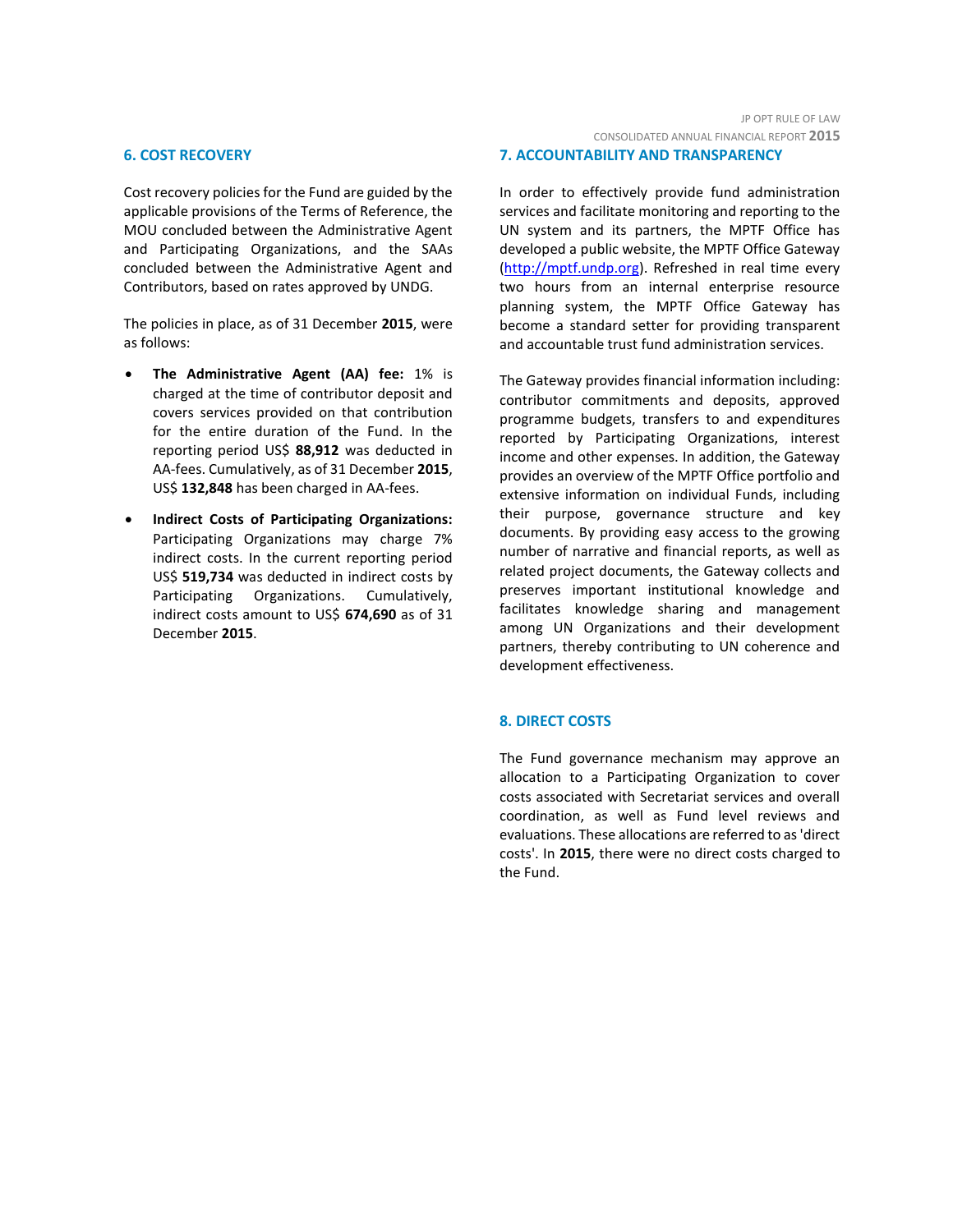## 6. COST RECOVERY

Cost recovery policies for the Fund are guided by the applicable provisions of the Terms of Reference, the MOU concluded between the Administrative Agent and Participating Organizations, and the SAAs concluded between the Administrative Agent and Contributors, based on rates approved by UNDG.

The policies in place, as of 31 December **2015**, were as follows:

- **The Administrative Agent (AA) fee:** 1% is charged at the time of contributor deposit and covers services provided on that contribution for the entire duration of the Fund. In the reporting period US$ **88,912** was deducted in AA-fees. Cumulatively, as of 31 December **2015**, US$ **132,848** has been charged in AA-fees.
- **Indirect Costs of Participating Organizations:** Participating Organizations may charge 7% indirect costs. In the current reporting period US$ **519,734** was deducted in indirect costs by Participating Organizations. Cumulatively, indirect costs amount to US$ **674,690** as of 31 December **2015**.

## 7. ACCOUNTABILITY AND TRANSPARENCY

In order to effectively provide fund administration services and facilitate monitoring and reporting to the UN system and its partners, the MPTF Office has developed a public website, the MPTF Office Gateway (http://mptf.undp.org). Refreshed in real time every two hours from an internal enterprise resource planning system, the MPTF Office Gateway has become a standard setter for providing transparent and accountable trust fund administration services.

The Gateway provides financial information including: contributor commitments and deposits, approved programme budgets, transfers to and expenditures reported by Participating Organizations, interest income and other expenses. In addition, the Gateway provides an overview of the MPTF Office portfolio and extensive information on individual Funds, including their purpose, governance structure and key documents. By providing easy access to the growing number of narrative and financial reports, as well as related project documents, the Gateway collects and preserves important institutional knowledge and facilitates knowledge sharing and management among UN Organizations and their development partners, thereby contributing to UN coherence and development effectiveness.

## 8. DIRECT COSTS

The Fund governance mechanism may approve an allocation to a Participating Organization to cover costs associated with Secretariat services and overall coordination, as well as Fund level reviews and evaluations. These allocations are referred to as 'direct costs'. In **2015**, there were no direct costs charged to the Fund.